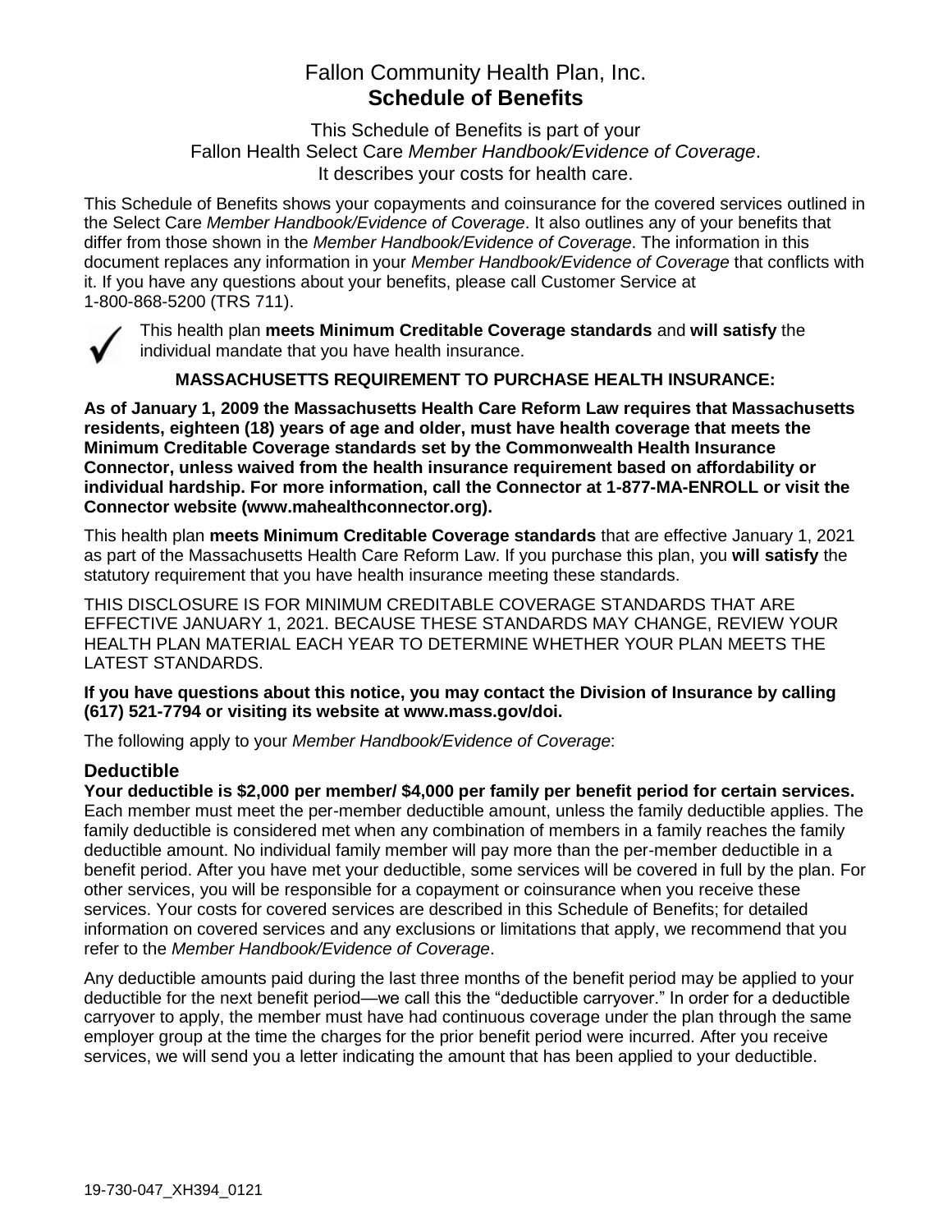# Fallon Community Health Plan, Inc.
## **Schedule of Benefits**

This Schedule of Benefits is part of your
Fallon Health Select Care *Member Handbook/Evidence of Coverage*.
It describes your costs for health care.

This Schedule of Benefits shows your copayments and coinsurance for the covered services outlined in the Select Care *Member Handbook/Evidence of Coverage*. It also outlines any of your benefits that differ from those shown in the *Member Handbook/Evidence of Coverage*. The information in this document replaces any information in your *Member Handbook/Evidence of Coverage* that conflicts with it. If you have any questions about your benefits, please call Customer Service at 1-800-868-5200 (TRS 711).

✓ This health plan **meets Minimum Creditable Coverage standards** and **will satisfy** the individual mandate that you have health insurance.

**MASSACHUSETTS REQUIREMENT TO PURCHASE HEALTH INSURANCE:**

**As of January 1, 2009 the Massachusetts Health Care Reform Law requires that Massachusetts residents, eighteen (18) years of age and older, must have health coverage that meets the Minimum Creditable Coverage standards set by the Commonwealth Health Insurance Connector, unless waived from the health insurance requirement based on affordability or individual hardship. For more information, call the Connector at 1-877-MA-ENROLL or visit the Connector website (www.mahealthconnector.org).**

This health plan **meets Minimum Creditable Coverage standards** that are effective January 1, 2021 as part of the Massachusetts Health Care Reform Law. If you purchase this plan, you **will satisfy** the statutory requirement that you have health insurance meeting these standards.

THIS DISCLOSURE IS FOR MINIMUM CREDITABLE COVERAGE STANDARDS THAT ARE EFFECTIVE JANUARY 1, 2021. BECAUSE THESE STANDARDS MAY CHANGE, REVIEW YOUR HEALTH PLAN MATERIAL EACH YEAR TO DETERMINE WHETHER YOUR PLAN MEETS THE LATEST STANDARDS.

**If you have questions about this notice, you may contact the Division of Insurance by calling (617) 521-7794 or visiting its website at www.mass.gov/doi.**

The following apply to your *Member Handbook/Evidence of Coverage*:

### Deductible

**Your deductible is $2,000 per member/ $4,000 per family per benefit period for certain services.** Each member must meet the per-member deductible amount, unless the family deductible applies. The family deductible is considered met when any combination of members in a family reaches the family deductible amount. No individual family member will pay more than the per-member deductible in a benefit period. After you have met your deductible, some services will be covered in full by the plan. For other services, you will be responsible for a copayment or coinsurance when you receive these services. Your costs for covered services are described in this Schedule of Benefits; for detailed information on covered services and any exclusions or limitations that apply, we recommend that you refer to the *Member Handbook/Evidence of Coverage*.

Any deductible amounts paid during the last three months of the benefit period may be applied to your deductible for the next benefit period—we call this the "deductible carryover." In order for a deductible carryover to apply, the member must have had continuous coverage under the plan through the same employer group at the time the charges for the prior benefit period were incurred. After you receive services, we will send you a letter indicating the amount that has been applied to your deductible.

19-730-047_XH394_0121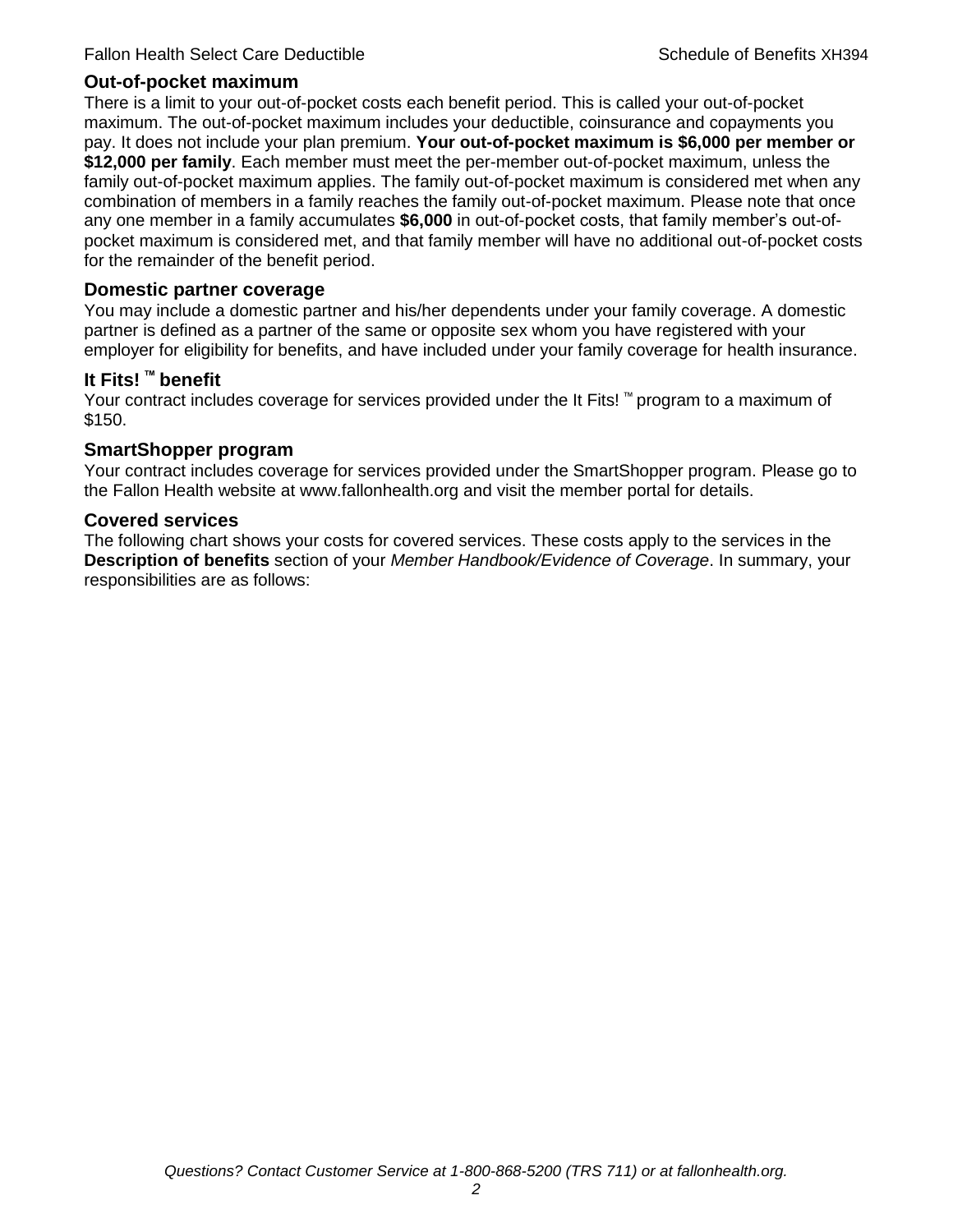## Out-of-pocket maximum

There is a limit to your out-of-pocket costs each benefit period. This is called your out-of-pocket maximum. The out-of-pocket maximum includes your deductible, coinsurance and copayments you pay. It does not include your plan premium. **Your out-of-pocket maximum is $6,000 per member or $12,000 per family**. Each member must meet the per-member out-of-pocket maximum, unless the family out-of-pocket maximum applies. The family out-of-pocket maximum is considered met when any combination of members in a family reaches the family out-of-pocket maximum. Please note that once any one member in a family accumulates **$6,000** in out-of-pocket costs, that family member's out-of-pocket maximum is considered met, and that family member will have no additional out-of-pocket costs for the remainder of the benefit period.

## Domestic partner coverage

You may include a domestic partner and his/her dependents under your family coverage. A domestic partner is defined as a partner of the same or opposite sex whom you have registered with your employer for eligibility for benefits, and have included under your family coverage for health insurance.

## It Fits! ™ benefit

Your contract includes coverage for services provided under the It Fits! ™ program to a maximum of $150.

## SmartShopper program

Your contract includes coverage for services provided under the SmartShopper program. Please go to the Fallon Health website at www.fallonhealth.org and visit the member portal for details.

## Covered services

The following chart shows your costs for covered services. These costs apply to the services in the **Description of benefits** section of your *Member Handbook/Evidence of Coverage*. In summary, your responsibilities are as follows: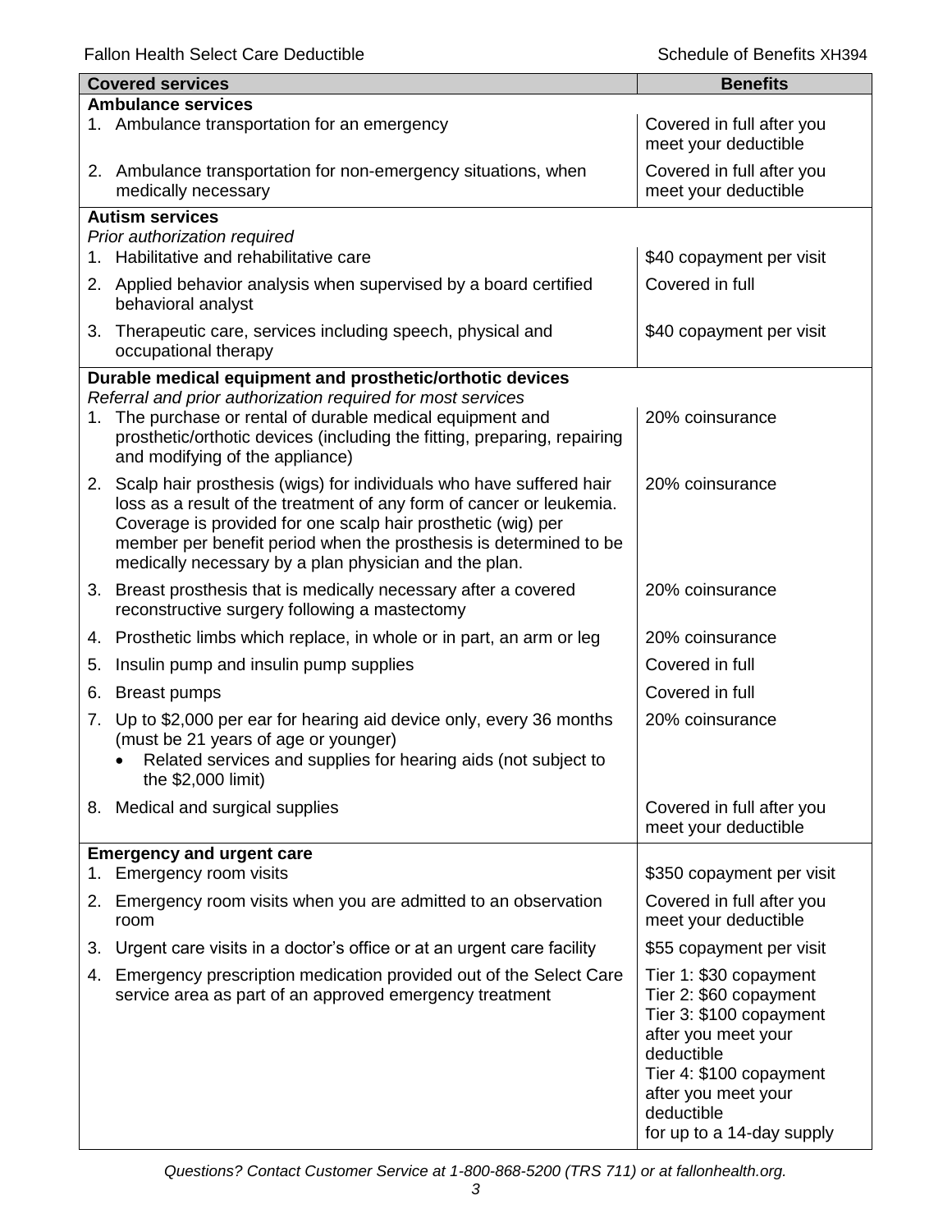| Covered services | Benefits |
|---|---|
| **Ambulance services** | |
| 1. Ambulance transportation for an emergency | Covered in full after you meet your deductible |
| 2. Ambulance transportation for non-emergency situations, when medically necessary | Covered in full after you meet your deductible |
| **Autism services** *Prior authorization required* | |
| 1. Habilitative and rehabilitative care | $40 copayment per visit |
| 2. Applied behavior analysis when supervised by a board certified behavioral analyst | Covered in full |
| 3. Therapeutic care, services including speech, physical and occupational therapy | $40 copayment per visit |
| **Durable medical equipment and prosthetic/orthotic devices** *Referral and prior authorization required for most services* | |
| 1. The purchase or rental of durable medical equipment and prosthetic/orthotic devices (including the fitting, preparing, repairing and modifying of the appliance) | 20% coinsurance |
| 2. Scalp hair prosthesis (wigs) for individuals who have suffered hair loss as a result of the treatment of any form of cancer or leukemia. Coverage is provided for one scalp hair prosthetic (wig) per member per benefit period when the prosthesis is determined to be medically necessary by a plan physician and the plan. | 20% coinsurance |
| 3. Breast prosthesis that is medically necessary after a covered reconstructive surgery following a mastectomy | 20% coinsurance |
| 4. Prosthetic limbs which replace, in whole or in part, an arm or leg | 20% coinsurance |
| 5. Insulin pump and insulin pump supplies | Covered in full |
| 6. Breast pumps | Covered in full |
| 7. Up to $2,000 per ear for hearing aid device only, every 36 months (must be 21 years of age or younger)<br>• Related services and supplies for hearing aids (not subject to the $2,000 limit) | 20% coinsurance |
| 8. Medical and surgical supplies | Covered in full after you meet your deductible |
| **Emergency and urgent care** | |
| 1. Emergency room visits | $350 copayment per visit |
| 2. Emergency room visits when you are admitted to an observation room | Covered in full after you meet your deductible |
| 3. Urgent care visits in a doctor's office or at an urgent care facility | $55 copayment per visit |
| 4. Emergency prescription medication provided out of the Select Care service area as part of an approved emergency treatment | Tier 1: $30 copayment<br>Tier 2: $60 copayment<br>Tier 3: $100 copayment after you meet your deductible<br>Tier 4: $100 copayment after you meet your deductible<br>for up to a 14-day supply |

*Questions? Contact Customer Service at 1-800-868-5200 (TRS 711) or at fallonhealth.org.*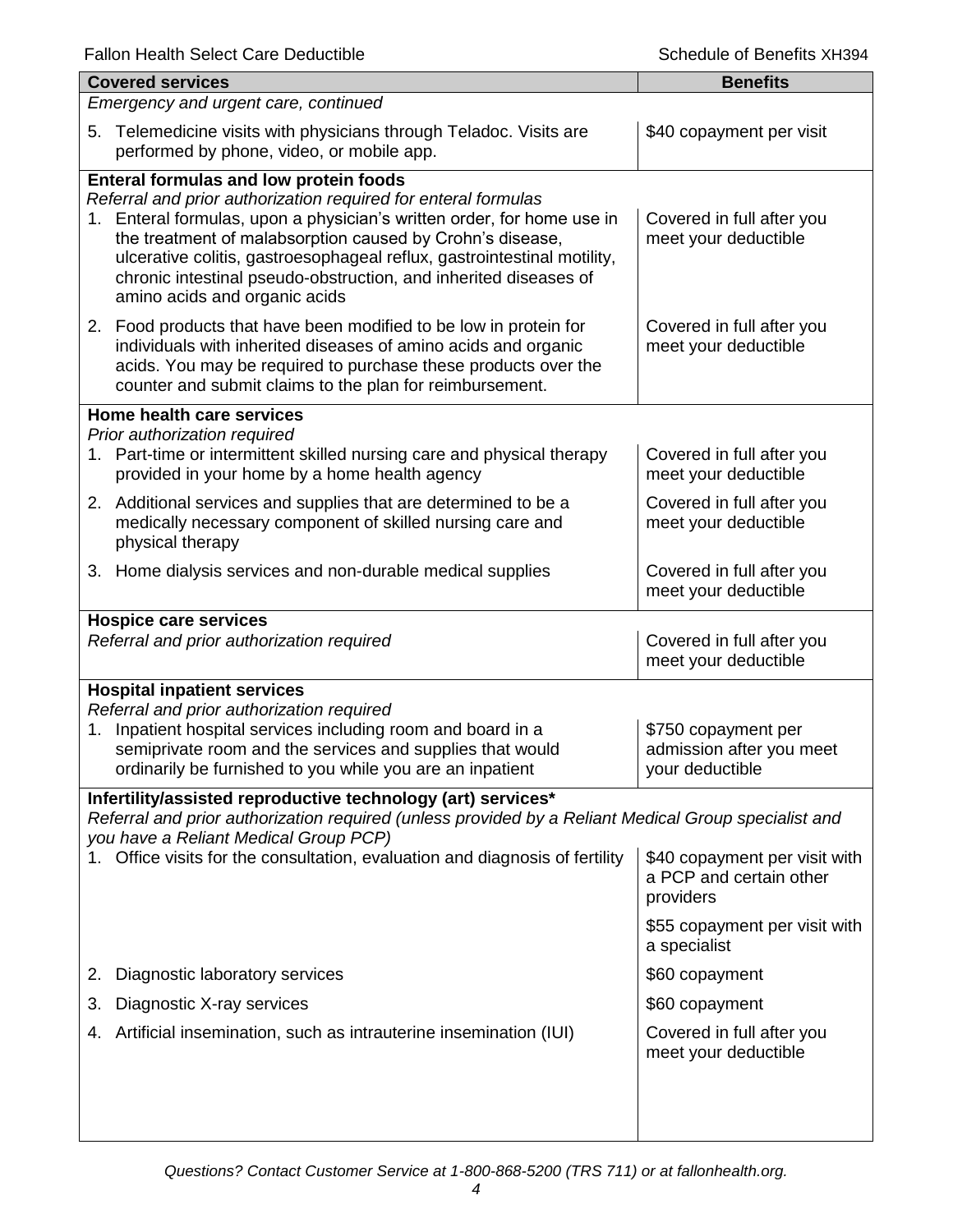| Covered services | Benefits |
|---|---|
| *Emergency and urgent care, continued* | |
| 5. Telemedicine visits with physicians through Teladoc. Visits are performed by phone, video, or mobile app. | $40 copayment per visit |
| **Enteral formulas and low protein foods** *Referral and prior authorization required for enteral formulas* | |
| 1. Enteral formulas, upon a physician's written order, for home use in the treatment of malabsorption caused by Crohn's disease, ulcerative colitis, gastroesophageal reflux, gastrointestinal motility, chronic intestinal pseudo-obstruction, and inherited diseases of amino acids and organic acids | Covered in full after you meet your deductible |
| 2. Food products that have been modified to be low in protein for individuals with inherited diseases of amino acids and organic acids. You may be required to purchase these products over the counter and submit claims to the plan for reimbursement. | Covered in full after you meet your deductible |
| **Home health care services** *Prior authorization required* | |
| 1. Part-time or intermittent skilled nursing care and physical therapy provided in your home by a home health agency | Covered in full after you meet your deductible |
| 2. Additional services and supplies that are determined to be a medically necessary component of skilled nursing care and physical therapy | Covered in full after you meet your deductible |
| 3. Home dialysis services and non-durable medical supplies | Covered in full after you meet your deductible |
| **Hospice care services** *Referral and prior authorization required* | Covered in full after you meet your deductible |
| **Hospital inpatient services** *Referral and prior authorization required* | |
| 1. Inpatient hospital services including room and board in a semiprivate room and the services and supplies that would ordinarily be furnished to you while you are an inpatient | $750 copayment per admission after you meet your deductible |
| **Infertility/assisted reproductive technology (art) services*** *Referral and prior authorization required (unless provided by a Reliant Medical Group specialist and you have a Reliant Medical Group PCP)* | |
| 1. Office visits for the consultation, evaluation and diagnosis of fertility | $40 copayment per visit with a PCP and certain other providers<br>$55 copayment per visit with a specialist |
| 2. Diagnostic laboratory services | $60 copayment |
| 3. Diagnostic X-ray services | $60 copayment |
| 4. Artificial insemination, such as intrauterine insemination (IUI) | Covered in full after you meet your deductible |

*Questions? Contact Customer Service at 1-800-868-5200 (TRS 711) or at fallonhealth.org.*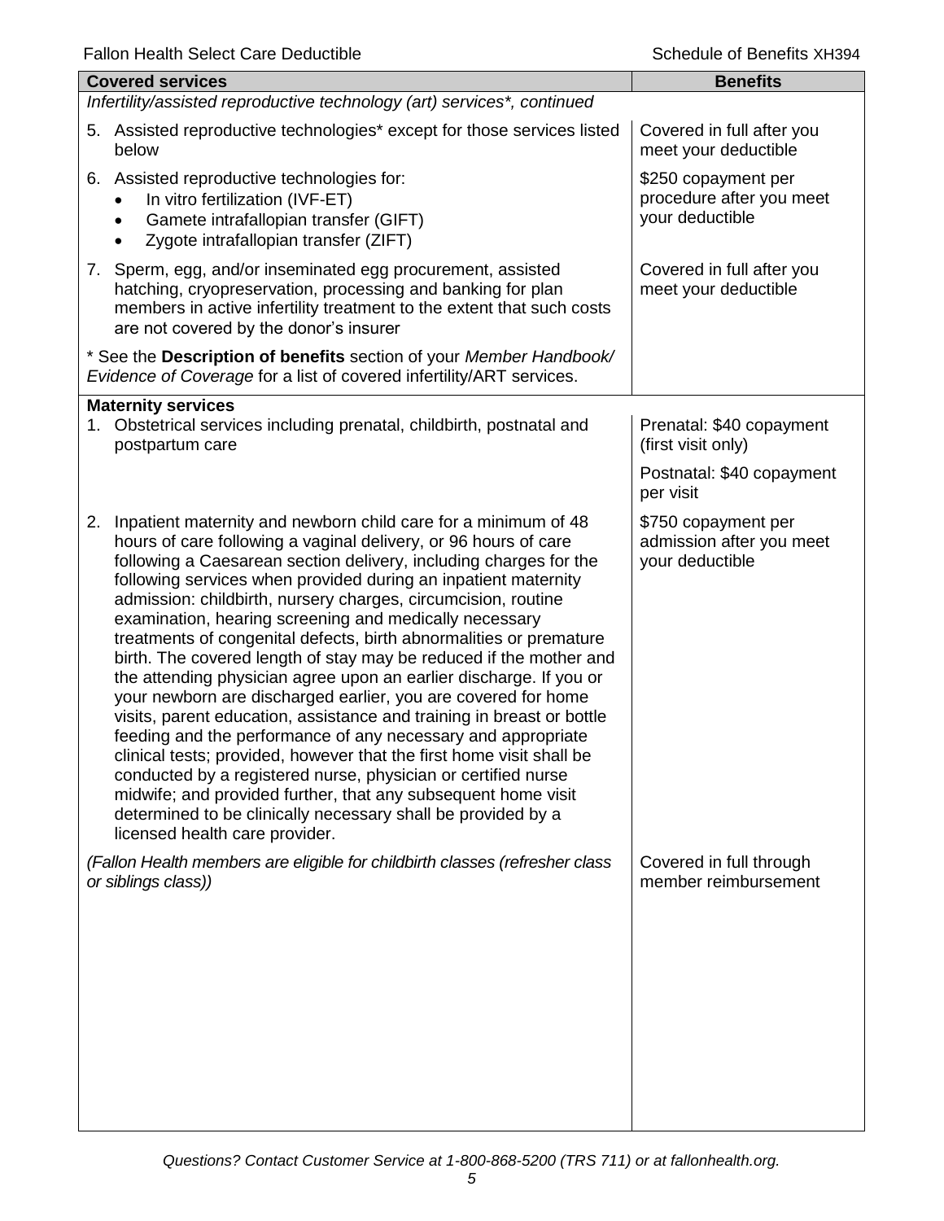| Covered services | Benefits |
| --- | --- |
| *Infertility/assisted reproductive technology (art) services*, continued* | |
| 5. Assisted reproductive technologies* except for those services listed below | Covered in full after you meet your deductible |
| 6. Assisted reproductive technologies for:<br>• In vitro fertilization (IVF-ET)<br>• Gamete intrafallopian transfer (GIFT)<br>• Zygote intrafallopian transfer (ZIFT) | $250 copayment per procedure after you meet your deductible |
| 7. Sperm, egg, and/or inseminated egg procurement, assisted hatching, cryopreservation, processing and banking for plan members in active infertility treatment to the extent that such costs are not covered by the donor's insurer | Covered in full after you meet your deductible |
| * See the **Description of benefits** section of your *Member Handbook/ Evidence of Coverage* for a list of covered infertility/ART services. | |
| **Maternity services** | |
| 1. Obstetrical services including prenatal, childbirth, postnatal and postpartum care | Prenatal: $40 copayment (first visit only)<br><br>Postnatal: $40 copayment per visit |
| 2. Inpatient maternity and newborn child care for a minimum of 48 hours of care following a vaginal delivery, or 96 hours of care following a Caesarean section delivery, including charges for the following services when provided during an inpatient maternity admission: childbirth, nursery charges, circumcision, routine examination, hearing screening and medically necessary treatments of congenital defects, birth abnormalities or premature birth. The covered length of stay may be reduced if the mother and the attending physician agree upon an earlier discharge. If you or your newborn are discharged earlier, you are covered for home visits, parent education, assistance and training in breast or bottle feeding and the performance of any necessary and appropriate clinical tests; provided, however that the first home visit shall be conducted by a registered nurse, physician or certified nurse midwife; and provided further, that any subsequent home visit determined to be clinically necessary shall be provided by a licensed health care provider. | $750 copayment per admission after you meet your deductible |
| *(Fallon Health members are eligible for childbirth classes (refresher class or siblings class))* | Covered in full through member reimbursement |

*Questions? Contact Customer Service at 1-800-868-5200 (TRS 711) or at fallonhealth.org.*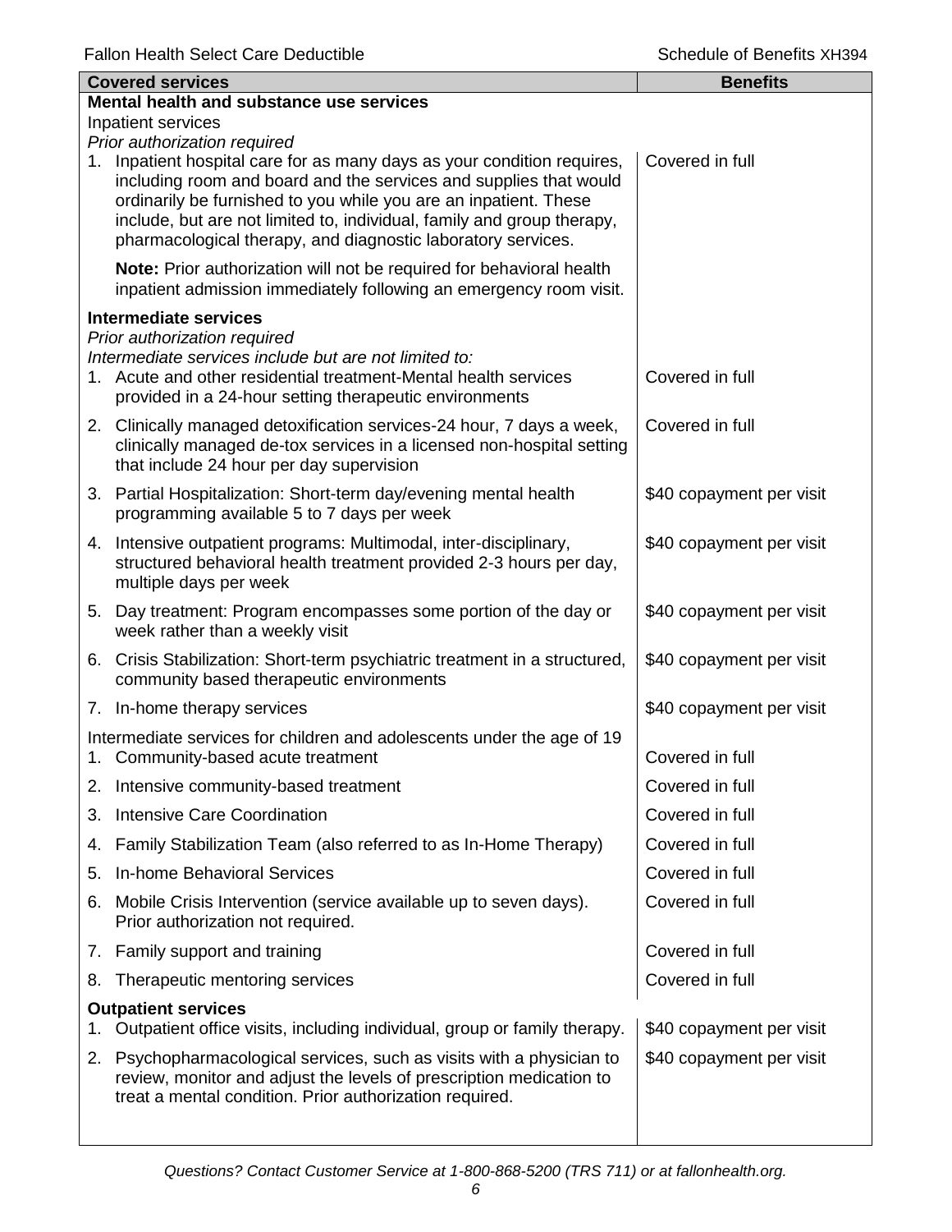| Covered services | Benefits |
|---|---|
| **Mental health and substance use services** | |
| Inpatient services | |
| *Prior authorization required* | |
| 1. Inpatient hospital care for as many days as your condition requires, including room and board and the services and supplies that would ordinarily be furnished to you while you are an inpatient. These include, but are not limited to, individual, family and group therapy, pharmacological therapy, and diagnostic laboratory services. | Covered in full |
| **Note:** Prior authorization will not be required for behavioral health inpatient admission immediately following an emergency room visit. | |
| **Intermediate services** | |
| *Prior authorization required* | |
| *Intermediate services include but are not limited to:* | |
| 1. Acute and other residential treatment-Mental health services provided in a 24-hour setting therapeutic environments | Covered in full |
| 2. Clinically managed detoxification services-24 hour, 7 days a week, clinically managed de-tox services in a licensed non-hospital setting that include 24 hour per day supervision | Covered in full |
| 3. Partial Hospitalization: Short-term day/evening mental health programming available 5 to 7 days per week | \$40 copayment per visit |
| 4. Intensive outpatient programs: Multimodal, inter-disciplinary, structured behavioral health treatment provided 2-3 hours per day, multiple days per week | \$40 copayment per visit |
| 5. Day treatment: Program encompasses some portion of the day or week rather than a weekly visit | \$40 copayment per visit |
| 6. Crisis Stabilization: Short-term psychiatric treatment in a structured, community based therapeutic environments | \$40 copayment per visit |
| 7. In-home therapy services | \$40 copayment per visit |
| Intermediate services for children and adolescents under the age of 19 | |
| 1. Community-based acute treatment | Covered in full |
| 2. Intensive community-based treatment | Covered in full |
| 3. Intensive Care Coordination | Covered in full |
| 4. Family Stabilization Team (also referred to as In-Home Therapy) | Covered in full |
| 5. In-home Behavioral Services | Covered in full |
| 6. Mobile Crisis Intervention (service available up to seven days). Prior authorization not required. | Covered in full |
| 7. Family support and training | Covered in full |
| 8. Therapeutic mentoring services | Covered in full |
| **Outpatient services** | |
| 1. Outpatient office visits, including individual, group or family therapy. | \$40 copayment per visit |
| 2. Psychopharmacological services, such as visits with a physician to review, monitor and adjust the levels of prescription medication to treat a mental condition. Prior authorization required. | \$40 copayment per visit |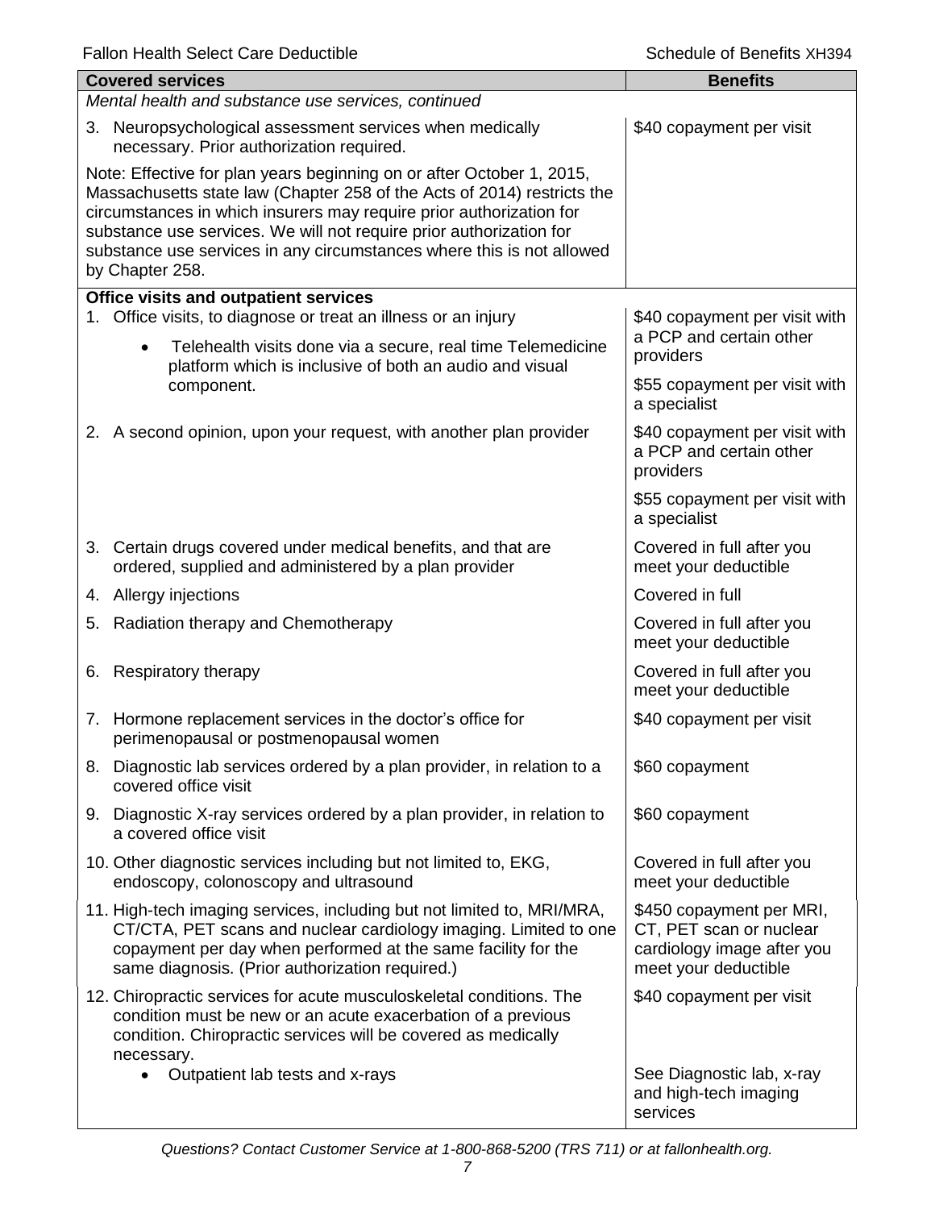| Covered services | Benefits |
|---|---|
| *Mental health and substance use services, continued* | |
| 3. Neuropsychological assessment services when medically necessary. Prior authorization required. | $40 copayment per visit |
| Note: Effective for plan years beginning on or after October 1, 2015, Massachusetts state law (Chapter 258 of the Acts of 2014) restricts the circumstances in which insurers may require prior authorization for substance use services. We will not require prior authorization for substance use services in any circumstances where this is not allowed by Chapter 258. | |
| **Office visits and outpatient services** | |
| 1. Office visits, to diagnose or treat an illness or an injury<br>• Telehealth visits done via a secure, real time Telemedicine platform which is inclusive of both an audio and visual component. | $40 copayment per visit with a PCP and certain other providers<br><br>$55 copayment per visit with a specialist |
| 2. A second opinion, upon your request, with another plan provider | $40 copayment per visit with a PCP and certain other providers<br><br>$55 copayment per visit with a specialist |
| 3. Certain drugs covered under medical benefits, and that are ordered, supplied and administered by a plan provider | Covered in full after you meet your deductible |
| 4. Allergy injections | Covered in full |
| 5. Radiation therapy and Chemotherapy | Covered in full after you meet your deductible |
| 6. Respiratory therapy | Covered in full after you meet your deductible |
| 7. Hormone replacement services in the doctor's office for perimenopausal or postmenopausal women | $40 copayment per visit |
| 8. Diagnostic lab services ordered by a plan provider, in relation to a covered office visit | $60 copayment |
| 9. Diagnostic X-ray services ordered by a plan provider, in relation to a covered office visit | $60 copayment |
| 10. Other diagnostic services including but not limited to, EKG, endoscopy, colonoscopy and ultrasound | Covered in full after you meet your deductible |
| 11. High-tech imaging services, including but not limited to, MRI/MRA, CT/CTA, PET scans and nuclear cardiology imaging. Limited to one copayment per day when performed at the same facility for the same diagnosis. (Prior authorization required.) | $450 copayment per MRI, CT, PET scan or nuclear cardiology image after you meet your deductible |
| 12. Chiropractic services for acute musculoskeletal conditions. The condition must be new or an acute exacerbation of a previous condition. Chiropractic services will be covered as medically necessary.<br>• Outpatient lab tests and x-rays | $40 copayment per visit<br><br>See Diagnostic lab, x-ray and high-tech imaging services |

*Questions? Contact Customer Service at 1-800-868-5200 (TRS 711) or at fallonhealth.org.*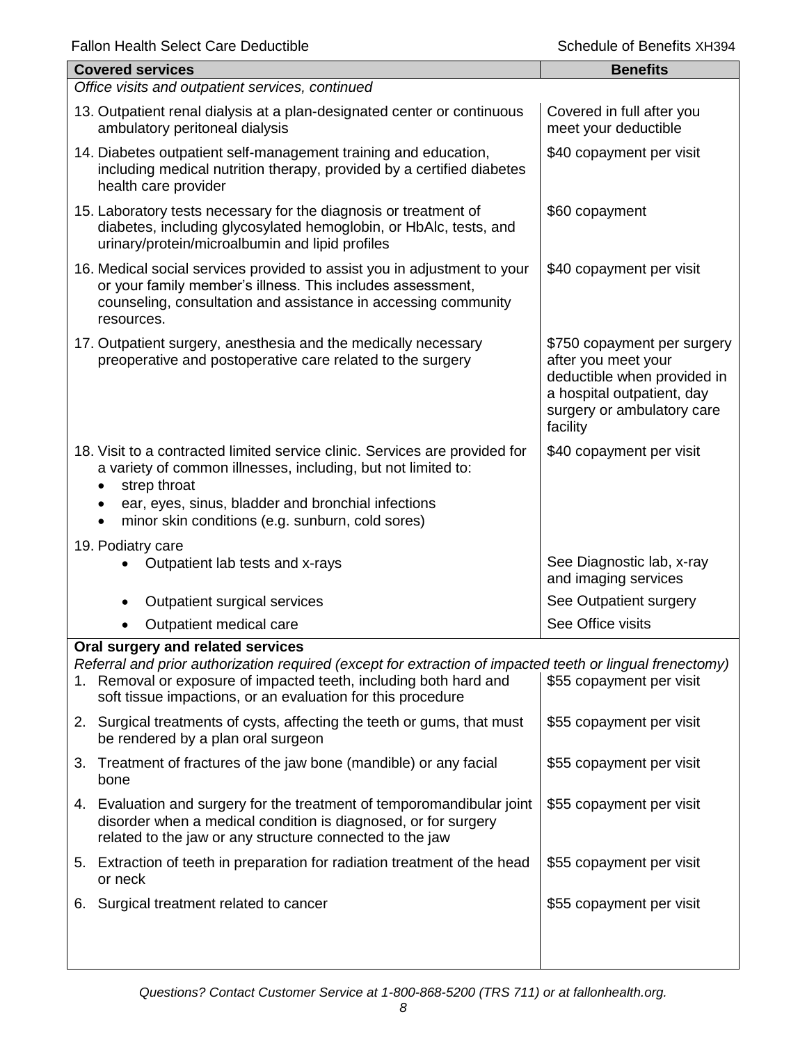| Covered services | Benefits |
| --- | --- |
| *Office visits and outpatient services, continued* | |
| 13. Outpatient renal dialysis at a plan-designated center or continuous ambulatory peritoneal dialysis | Covered in full after you meet your deductible |
| 14. Diabetes outpatient self-management training and education, including medical nutrition therapy, provided by a certified diabetes health care provider | \$40 copayment per visit |
| 15. Laboratory tests necessary for the diagnosis or treatment of diabetes, including glycosylated hemoglobin, or HbAlc, tests, and urinary/protein/microalbumin and lipid profiles | \$60 copayment |
| 16. Medical social services provided to assist you in adjustment to your or your family member's illness. This includes assessment, counseling, consultation and assistance in accessing community resources. | \$40 copayment per visit |
| 17. Outpatient surgery, anesthesia and the medically necessary preoperative and postoperative care related to the surgery | \$750 copayment per surgery after you meet your deductible when provided in a hospital outpatient, day surgery or ambulatory care facility |
| 18. Visit to a contracted limited service clinic. Services are provided for a variety of common illnesses, including, but not limited to:<br>• strep throat<br>• ear, eyes, sinus, bladder and bronchial infections<br>• minor skin conditions (e.g. sunburn, cold sores) | \$40 copayment per visit |
| 19. Podiatry care | |
| • Outpatient lab tests and x-rays | See Diagnostic lab, x-ray and imaging services |
| • Outpatient surgical services | See Outpatient surgery |
| • Outpatient medical care | See Office visits |
| **Oral surgery and related services**<br>*Referral and prior authorization required (except for extraction of impacted teeth or lingual frenectomy)* | |
| 1. Removal or exposure of impacted teeth, including both hard and soft tissue impactions, or an evaluation for this procedure | \$55 copayment per visit |
| 2. Surgical treatments of cysts, affecting the teeth or gums, that must be rendered by a plan oral surgeon | \$55 copayment per visit |
| 3. Treatment of fractures of the jaw bone (mandible) or any facial bone | \$55 copayment per visit |
| 4. Evaluation and surgery for the treatment of temporomandibular joint disorder when a medical condition is diagnosed, or for surgery related to the jaw or any structure connected to the jaw | \$55 copayment per visit |
| 5. Extraction of teeth in preparation for radiation treatment of the head or neck | \$55 copayment per visit |
| 6. Surgical treatment related to cancer | \$55 copayment per visit |

*Questions? Contact Customer Service at 1-800-868-5200 (TRS 711) or at fallonhealth.org.*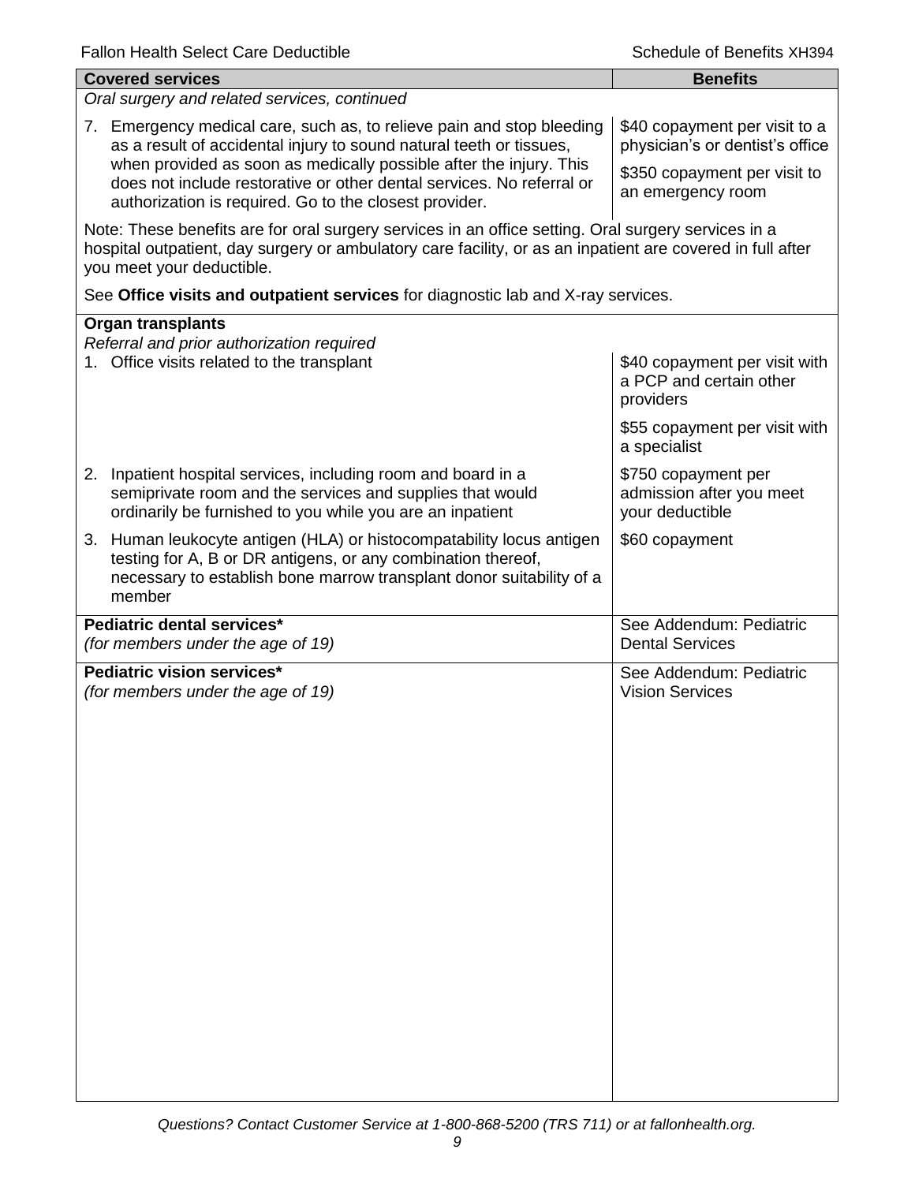| Covered services | Benefits |
| --- | --- |
| *Oral surgery and related services, continued* | |
| 7. Emergency medical care, such as, to relieve pain and stop bleeding as a result of accidental injury to sound natural teeth or tissues, when provided as soon as medically possible after the injury. This does not include restorative or other dental services. No referral or authorization is required. Go to the closest provider. | $40 copayment per visit to a physician's or dentist's office<br><br>$350 copayment per visit to an emergency room |
| Note: These benefits are for oral surgery services in an office setting. Oral surgery services in a hospital outpatient, day surgery or ambulatory care facility, or as an inpatient are covered in full after you meet your deductible.<br><br>See **Office visits and outpatient services** for diagnostic lab and X-ray services. | |
| **Organ transplants**<br>*Referral and prior authorization required* | |
| 1. Office visits related to the transplant | $40 copayment per visit with a PCP and certain other providers<br><br>$55 copayment per visit with a specialist |
| 2. Inpatient hospital services, including room and board in a semiprivate room and the services and supplies that would ordinarily be furnished to you while you are an inpatient | $750 copayment per admission after you meet your deductible |
| 3. Human leukocyte antigen (HLA) or histocompatability locus antigen testing for A, B or DR antigens, or any combination thereof, necessary to establish bone marrow transplant donor suitability of a member | $60 copayment |
| **Pediatric dental services***<br>*(for members under the age of 19)* | See Addendum: Pediatric Dental Services |
| **Pediatric vision services***<br>*(for members under the age of 19)* | See Addendum: Pediatric Vision Services |

*Questions? Contact Customer Service at 1-800-868-5200 (TRS 711) or at fallonhealth.org.*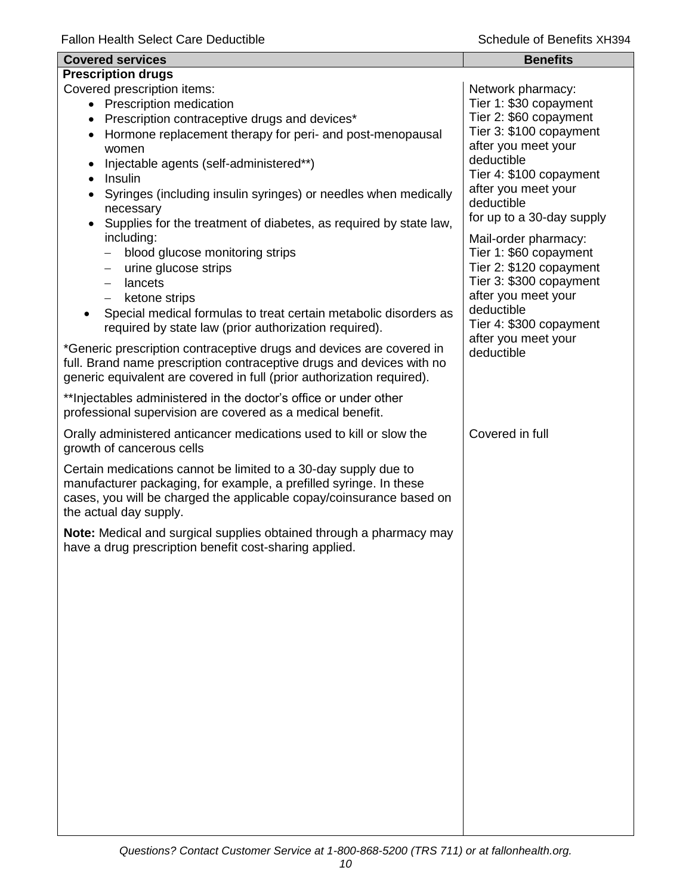| Covered services | Benefits |
|---|---|
| **Prescription drugs** | |
| Covered prescription items:<br>• Prescription medication<br>• Prescription contraceptive drugs and devices*<br>• Hormone replacement therapy for peri- and post-menopausal women<br>• Injectable agents (self-administered**)<br>• Insulin<br>• Syringes (including insulin syringes) or needles when medically necessary<br>• Supplies for the treatment of diabetes, as required by state law, including:<br>  – blood glucose monitoring strips<br>  – urine glucose strips<br>  – lancets<br>  – ketone strips<br>• Special medical formulas to treat certain metabolic disorders as required by state law (prior authorization required).<br><br>*Generic prescription contraceptive drugs and devices are covered in full. Brand name prescription contraceptive drugs and devices with no generic equivalent are covered in full (prior authorization required).<br><br>**Injectables administered in the doctor's office or under other professional supervision are covered as a medical benefit. | Network pharmacy:<br>Tier 1: $30 copayment<br>Tier 2: $60 copayment<br>Tier 3: $100 copayment after you meet your deductible<br>Tier 4: $100 copayment after you meet your deductible<br>for up to a 30-day supply<br><br>Mail-order pharmacy:<br>Tier 1: $60 copayment<br>Tier 2: $120 copayment<br>Tier 3: $300 copayment after you meet your deductible<br>Tier 4: $300 copayment after you meet your deductible |
| Orally administered anticancer medications used to kill or slow the growth of cancerous cells<br><br>Certain medications cannot be limited to a 30-day supply due to manufacturer packaging, for example, a prefilled syringe. In these cases, you will be charged the applicable copay/coinsurance based on the actual day supply.<br><br>**Note:** Medical and surgical supplies obtained through a pharmacy may have a drug prescription benefit cost-sharing applied. | Covered in full |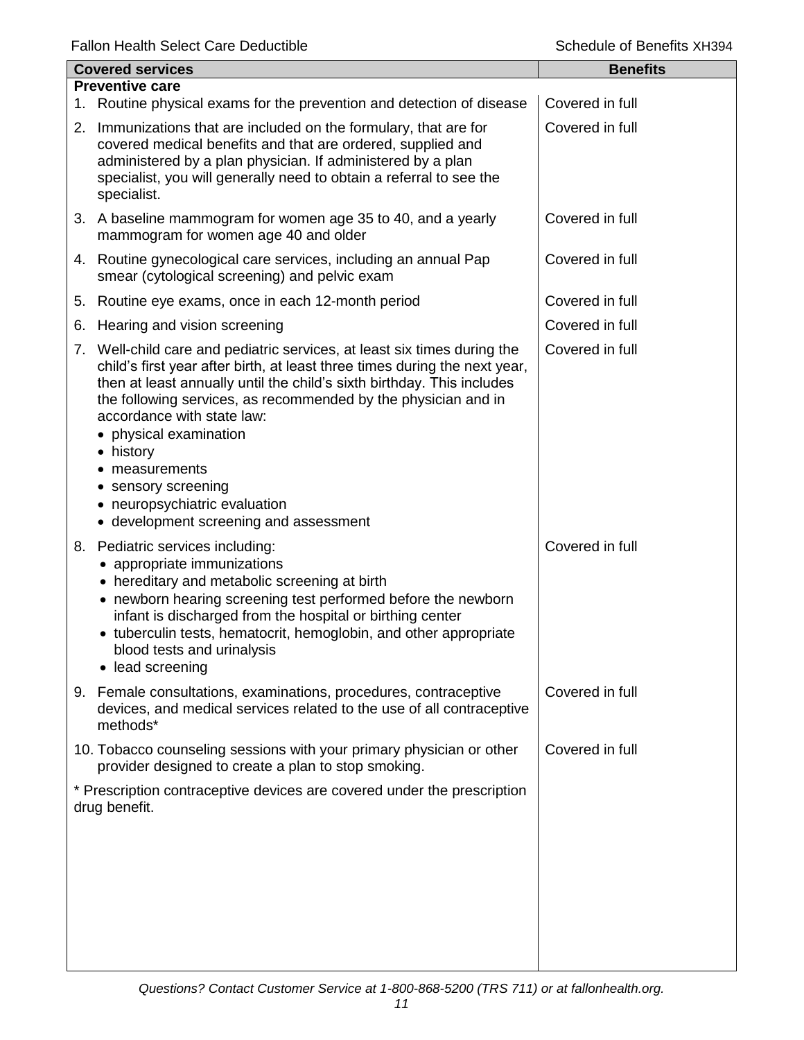| Covered services | Benefits |
| --- | --- |
| **Preventive care** | |
| 1. Routine physical exams for the prevention and detection of disease | Covered in full |
| 2. Immunizations that are included on the formulary, that are for covered medical benefits and that are ordered, supplied and administered by a plan physician. If administered by a plan specialist, you will generally need to obtain a referral to see the specialist. | Covered in full |
| 3. A baseline mammogram for women age 35 to 40, and a yearly mammogram for women age 40 and older | Covered in full |
| 4. Routine gynecological care services, including an annual Pap smear (cytological screening) and pelvic exam | Covered in full |
| 5. Routine eye exams, once in each 12-month period | Covered in full |
| 6. Hearing and vision screening | Covered in full |
| 7. Well-child care and pediatric services, at least six times during the child's first year after birth, at least three times during the next year, then at least annually until the child's sixth birthday. This includes the following services, as recommended by the physician and in accordance with state law:<br>• physical examination<br>• history<br>• measurements<br>• sensory screening<br>• neuropsychiatric evaluation<br>• development screening and assessment | Covered in full |
| 8. Pediatric services including:<br>• appropriate immunizations<br>• hereditary and metabolic screening at birth<br>• newborn hearing screening test performed before the newborn infant is discharged from the hospital or birthing center<br>• tuberculin tests, hematocrit, hemoglobin, and other appropriate blood tests and urinalysis<br>• lead screening | Covered in full |
| 9. Female consultations, examinations, procedures, contraceptive devices, and medical services related to the use of all contraceptive methods* | Covered in full |
| 10. Tobacco counseling sessions with your primary physician or other provider designed to create a plan to stop smoking. | Covered in full |
| * Prescription contraceptive devices are covered under the prescription drug benefit. | |

*Questions? Contact Customer Service at 1-800-868-5200 (TRS 711) or at fallonhealth.org.*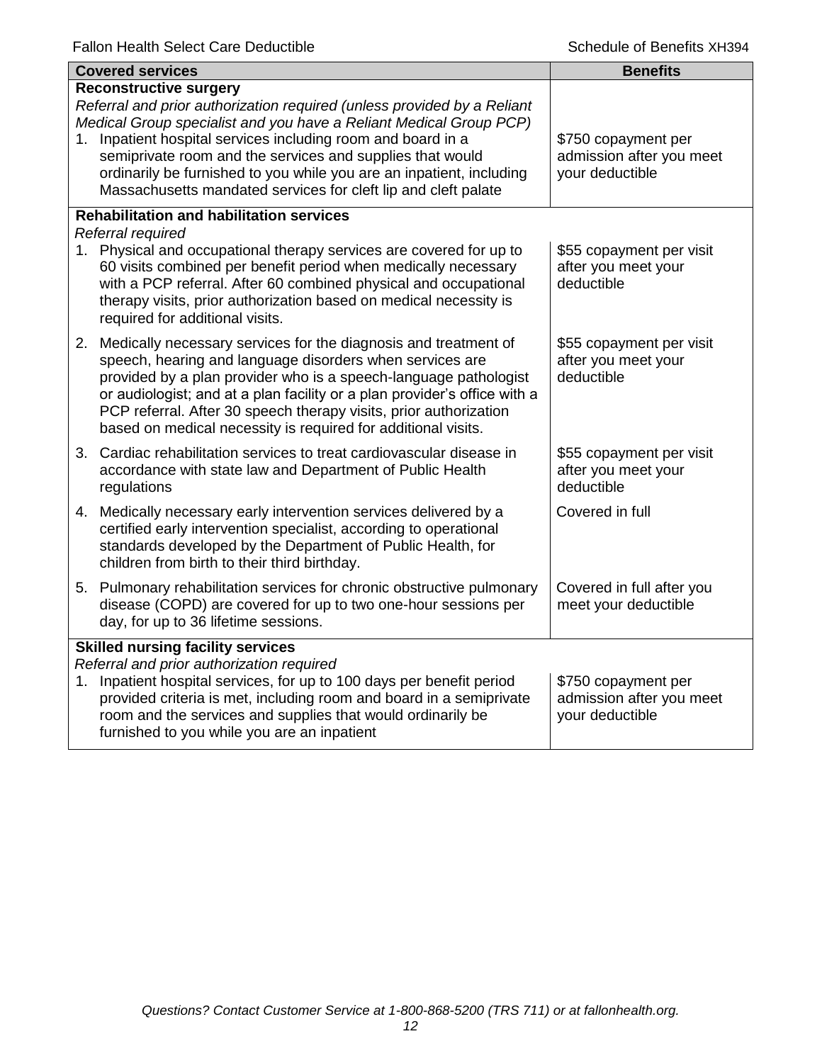| Covered services | Benefits |
| --- | --- |
| **Reconstructive surgery**<br>*Referral and prior authorization required (unless provided by a Reliant Medical Group specialist and you have a Reliant Medical Group PCP)*<br>1. Inpatient hospital services including room and board in a semiprivate room and the services and supplies that would ordinarily be furnished to you while you are an inpatient, including Massachusetts mandated services for cleft lip and cleft palate | $750 copayment per admission after you meet your deductible |
| **Rehabilitation and habilitation services**<br>*Referral required*<br>1. Physical and occupational therapy services are covered for up to 60 visits combined per benefit period when medically necessary with a PCP referral. After 60 combined physical and occupational therapy visits, prior authorization based on medical necessity is required for additional visits. | $55 copayment per visit after you meet your deductible |
| 2. Medically necessary services for the diagnosis and treatment of speech, hearing and language disorders when services are provided by a plan provider who is a speech-language pathologist or audiologist; and at a plan facility or a plan provider's office with a PCP referral. After 30 speech therapy visits, prior authorization based on medical necessity is required for additional visits. | $55 copayment per visit after you meet your deductible |
| 3. Cardiac rehabilitation services to treat cardiovascular disease in accordance with state law and Department of Public Health regulations | $55 copayment per visit after you meet your deductible |
| 4. Medically necessary early intervention services delivered by a certified early intervention specialist, according to operational standards developed by the Department of Public Health, for children from birth to their third birthday. | Covered in full |
| 5. Pulmonary rehabilitation services for chronic obstructive pulmonary disease (COPD) are covered for up to two one-hour sessions per day, for up to 36 lifetime sessions. | Covered in full after you meet your deductible |
| **Skilled nursing facility services**<br>*Referral and prior authorization required*<br>1. Inpatient hospital services, for up to 100 days per benefit period provided criteria is met, including room and board in a semiprivate room and the services and supplies that would ordinarily be furnished to you while you are an inpatient | $750 copayment per admission after you meet your deductible |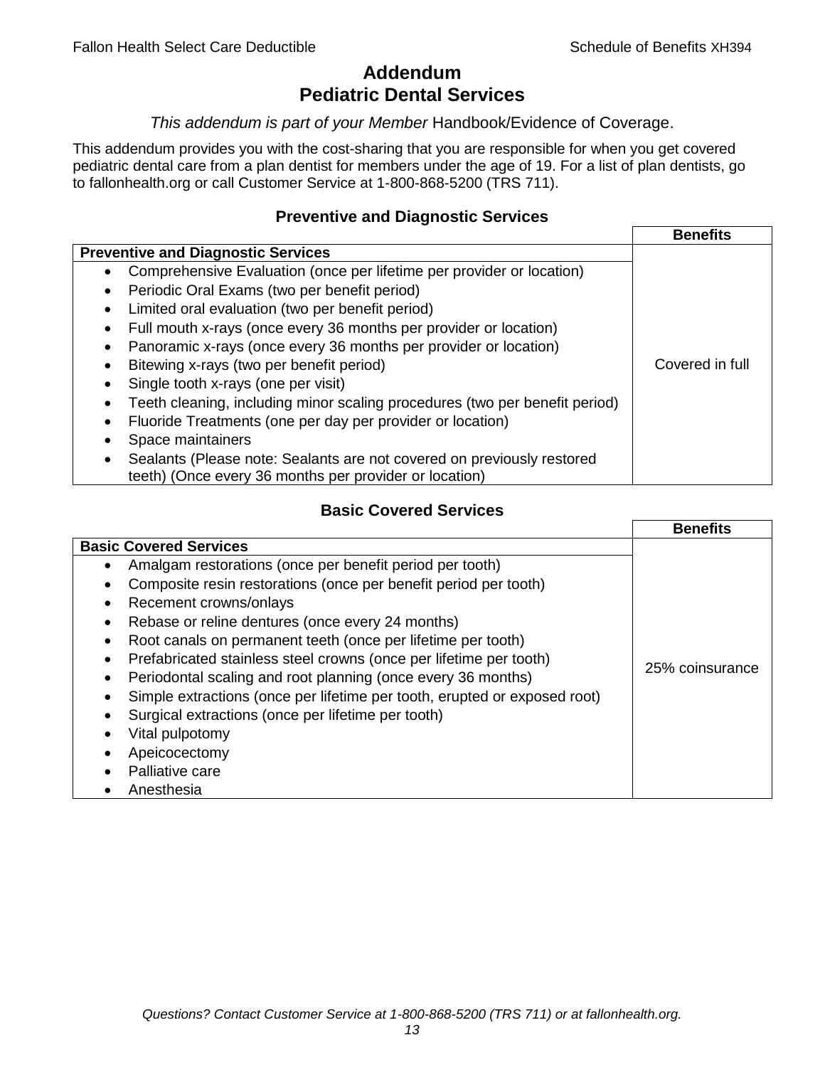# Addendum
# Pediatric Dental Services

*This addendum is part of your Member* Handbook/Evidence of Coverage.

This addendum provides you with the cost-sharing that you are responsible for when you get covered pediatric dental care from a plan dentist for members under the age of 19. For a list of plan dentists, go to fallonhealth.org or call Customer Service at 1-800-868-5200 (TRS 711).

### Preventive and Diagnostic Services

| Preventive and Diagnostic Services | Benefits |
|---|---|
| • Comprehensive Evaluation (once per lifetime per provider or location)<br>• Periodic Oral Exams (two per benefit period)<br>• Limited oral evaluation (two per benefit period)<br>• Full mouth x-rays (once every 36 months per provider or location)<br>• Panoramic x-rays (once every 36 months per provider or location)<br>• Bitewing x-rays (two per benefit period)<br>• Single tooth x-rays (one per visit)<br>• Teeth cleaning, including minor scaling procedures (two per benefit period)<br>• Fluoride Treatments (one per day per provider or location)<br>• Space maintainers<br>• Sealants (Please note: Sealants are not covered on previously restored teeth) (Once every 36 months per provider or location) | Covered in full |

### Basic Covered Services

| Basic Covered Services | Benefits |
|---|---|
| • Amalgam restorations (once per benefit period per tooth)<br>• Composite resin restorations (once per benefit period per tooth)<br>• Recement crowns/onlays<br>• Rebase or reline dentures (once every 24 months)<br>• Root canals on permanent teeth (once per lifetime per tooth)<br>• Prefabricated stainless steel crowns (once per lifetime per tooth)<br>• Periodontal scaling and root planning (once every 36 months)<br>• Simple extractions (once per lifetime per tooth, erupted or exposed root)<br>• Surgical extractions (once per lifetime per tooth)<br>• Vital pulpotomy<br>• Apeicocectomy<br>• Palliative care<br>• Anesthesia | 25% coinsurance |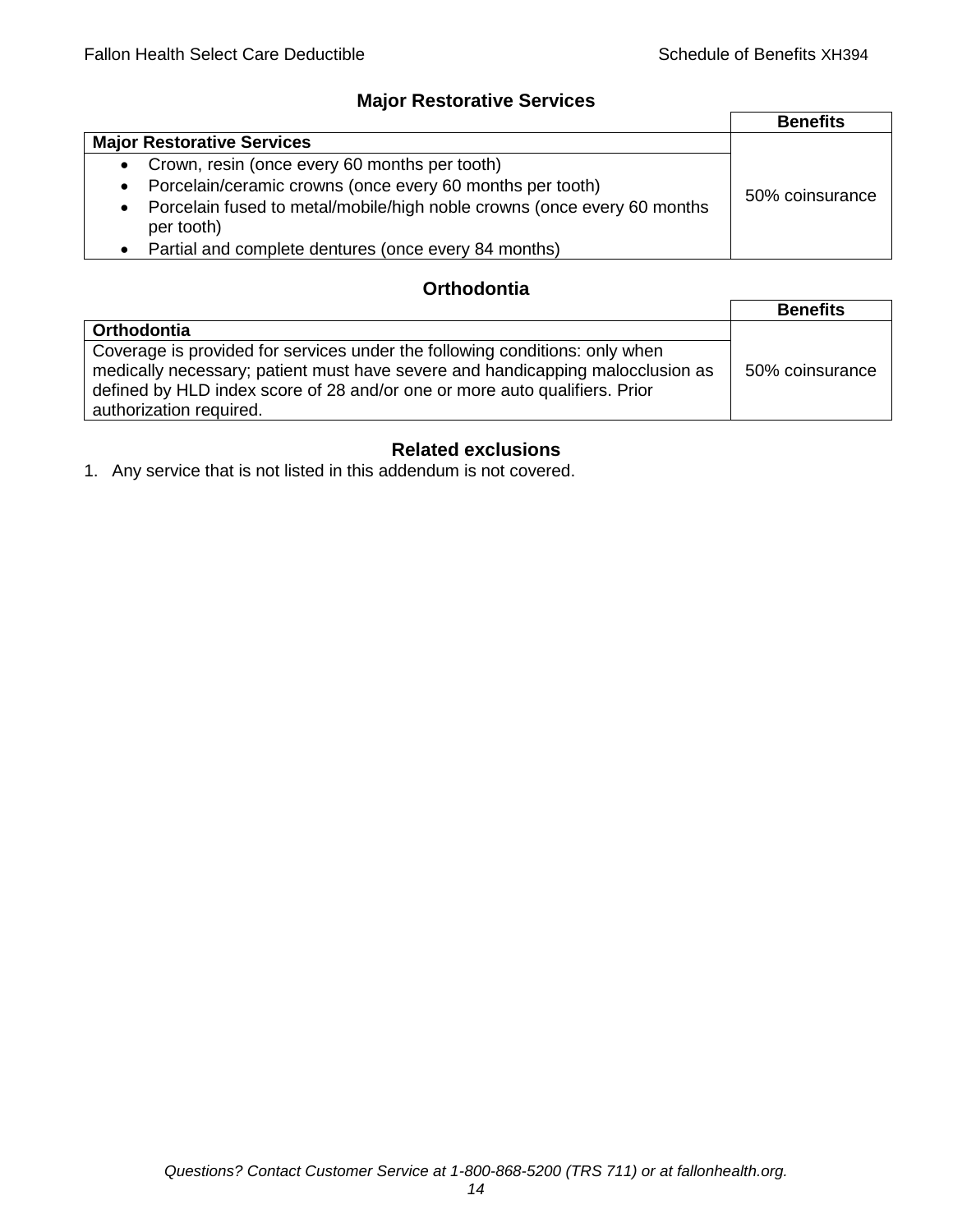## Major Restorative Services

| | Benefits |
|---|---|
| **Major Restorative Services** | |
| • Crown, resin (once every 60 months per tooth)<br>• Porcelain/ceramic crowns (once every 60 months per tooth)<br>• Porcelain fused to metal/mobile/high noble crowns (once every 60 months per tooth)<br>• Partial and complete dentures (once every 84 months) | 50% coinsurance |

## Orthodontia

| | Benefits |
|---|---|
| **Orthodontia** | |
| Coverage is provided for services under the following conditions: only when medically necessary; patient must have severe and handicapping malocclusion as defined by HLD index score of 28 and/or one or more auto qualifiers. Prior authorization required. | 50% coinsurance |

## Related exclusions

1. Any service that is not listed in this addendum is not covered.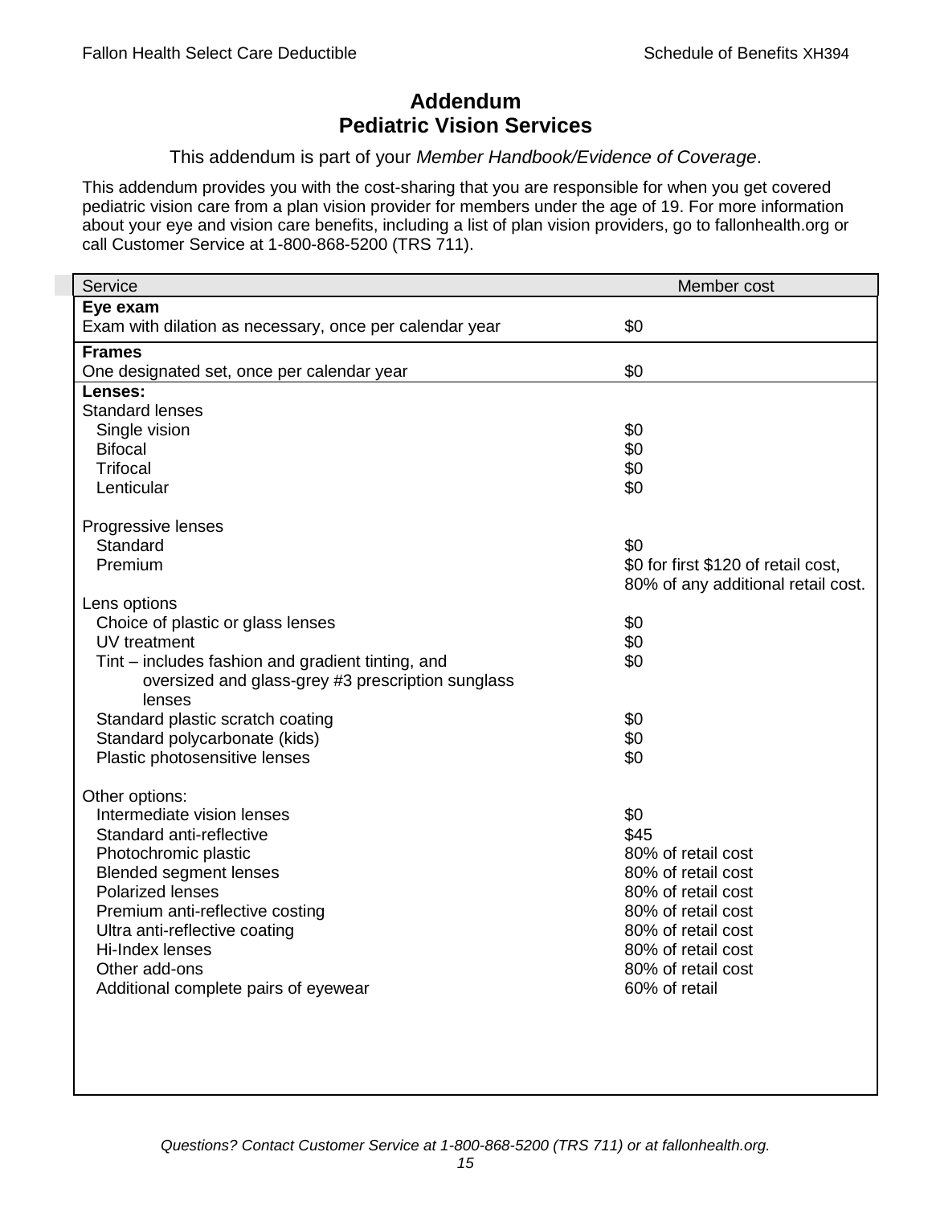# Addendum
# Pediatric Vision Services

This addendum is part of your *Member Handbook/Evidence of Coverage*.

This addendum provides you with the cost-sharing that you are responsible for when you get covered pediatric vision care from a plan vision provider for members under the age of 19. For more information about your eye and vision care benefits, including a list of plan vision providers, go to fallonhealth.org or call Customer Service at 1-800-868-5200 (TRS 711).

| Service | Member cost |
|---|---|
| **Eye exam** | |
| Exam with dilation as necessary, once per calendar year | $0 |
| **Frames** | |
| One designated set, once per calendar year | $0 |
| **Lenses:** | |
| Standard lenses | |
| Single vision | $0 |
| Bifocal | $0 |
| Trifocal | $0 |
| Lenticular | $0 |
| Progressive lenses | |
| Standard | $0 |
| Premium | $0 for first $120 of retail cost, 80% of any additional retail cost. |
| Lens options | |
| Choice of plastic or glass lenses | $0 |
| UV treatment | $0 |
| Tint – includes fashion and gradient tinting, and oversized and glass-grey #3 prescription sunglass lenses | $0 |
| Standard plastic scratch coating | $0 |
| Standard polycarbonate (kids) | $0 |
| Plastic photosensitive lenses | $0 |
| Other options: | |
| Intermediate vision lenses | $0 |
| Standard anti-reflective | $45 |
| Photochromic plastic | 80% of retail cost |
| Blended segment lenses | 80% of retail cost |
| Polarized lenses | 80% of retail cost |
| Premium anti-reflective costing | 80% of retail cost |
| Ultra anti-reflective coating | 80% of retail cost |
| Hi-Index lenses | 80% of retail cost |
| Other add-ons | 80% of retail cost |
| Additional complete pairs of eyewear | 60% of retail |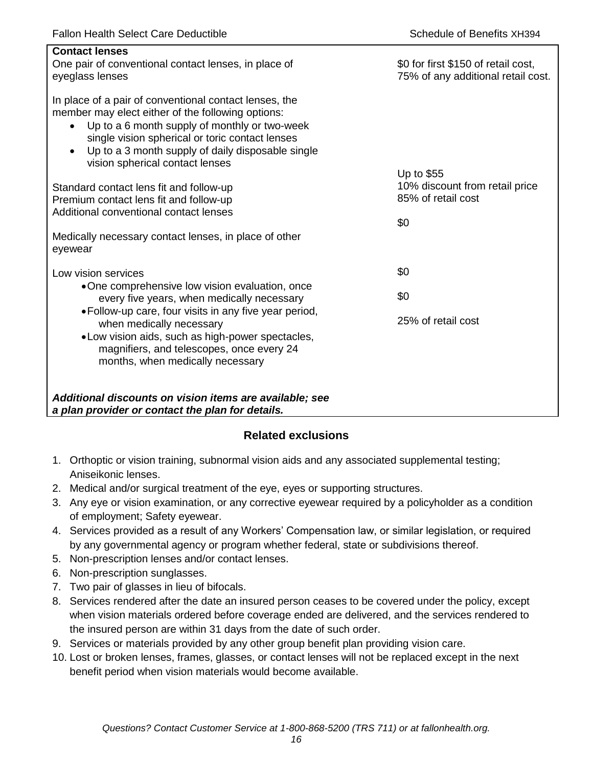| Contact lenses | |
|---|---|
| One pair of conventional contact lenses, in place of eyeglass lenses | \$0 for first \$150 of retail cost, 75% of any additional retail cost. |
| In place of a pair of conventional contact lenses, the member may elect either of the following options:<br>• Up to a 6 month supply of monthly or two-week single vision spherical or toric contact lenses<br>• Up to a 3 month supply of daily disposable single vision spherical contact lenses | |
| Standard contact lens fit and follow-up | Up to \$55 |
| Premium contact lens fit and follow-up | 10% discount from retail price |
| Additional conventional contact lenses | 85% of retail cost |
| Medically necessary contact lenses, in place of other eyewear | \$0 |
| Low vision services | |
| • One comprehensive low vision evaluation, once every five years, when medically necessary | \$0 |
| • Follow-up care, four visits in any five year period, when medically necessary | \$0 |
| • Low vision aids, such as high-power spectacles, magnifiers, and telescopes, once every 24 months, when medically necessary | 25% of retail cost |
| ***Additional discounts on vision items are available; see a plan provider or contact the plan for details.*** | |

## Related exclusions

1. Orthoptic or vision training, subnormal vision aids and any associated supplemental testing; Aniseikonic lenses.
2. Medical and/or surgical treatment of the eye, eyes or supporting structures.
3. Any eye or vision examination, or any corrective eyewear required by a policyholder as a condition of employment; Safety eyewear.
4. Services provided as a result of any Workers' Compensation law, or similar legislation, or required by any governmental agency or program whether federal, state or subdivisions thereof.
5. Non-prescription lenses and/or contact lenses.
6. Non-prescription sunglasses.
7. Two pair of glasses in lieu of bifocals.
8. Services rendered after the date an insured person ceases to be covered under the policy, except when vision materials ordered before coverage ended are delivered, and the services rendered to the insured person are within 31 days from the date of such order.
9. Services or materials provided by any other group benefit plan providing vision care.
10. Lost or broken lenses, frames, glasses, or contact lenses will not be replaced except in the next benefit period when vision materials would become available.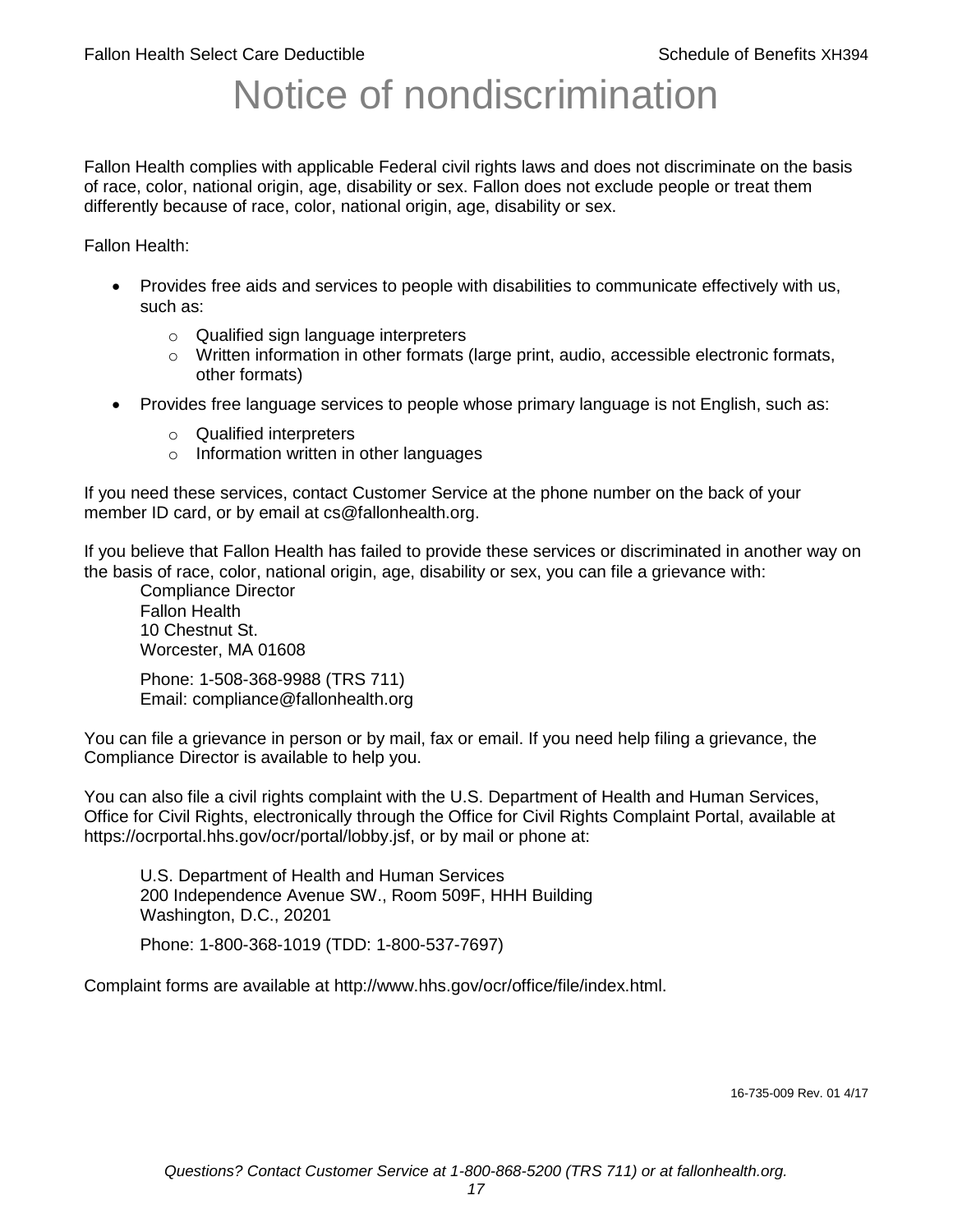# Notice of nondiscrimination

Fallon Health complies with applicable Federal civil rights laws and does not discriminate on the basis of race, color, national origin, age, disability or sex. Fallon does not exclude people or treat them differently because of race, color, national origin, age, disability or sex.

Fallon Health:

- Provides free aids and services to people with disabilities to communicate effectively with us, such as:
  - Qualified sign language interpreters
  - Written information in other formats (large print, audio, accessible electronic formats, other formats)
- Provides free language services to people whose primary language is not English, such as:
  - Qualified interpreters
  - Information written in other languages

If you need these services, contact Customer Service at the phone number on the back of your member ID card, or by email at cs@fallonhealth.org.

If you believe that Fallon Health has failed to provide these services or discriminated in another way on the basis of race, color, national origin, age, disability or sex, you can file a grievance with:

Compliance Director
Fallon Health
10 Chestnut St.
Worcester, MA 01608

Phone: 1-508-368-9988 (TRS 711)
Email: compliance@fallonhealth.org

You can file a grievance in person or by mail, fax or email. If you need help filing a grievance, the Compliance Director is available to help you.

You can also file a civil rights complaint with the U.S. Department of Health and Human Services, Office for Civil Rights, electronically through the Office for Civil Rights Complaint Portal, available at https://ocrportal.hhs.gov/ocr/portal/lobby.jsf, or by mail or phone at:

U.S. Department of Health and Human Services
200 Independence Avenue SW., Room 509F, HHH Building
Washington, D.C., 20201

Phone: 1-800-368-1019 (TDD: 1-800-537-7697)

Complaint forms are available at http://www.hhs.gov/ocr/office/file/index.html.

16-735-009 Rev. 01 4/17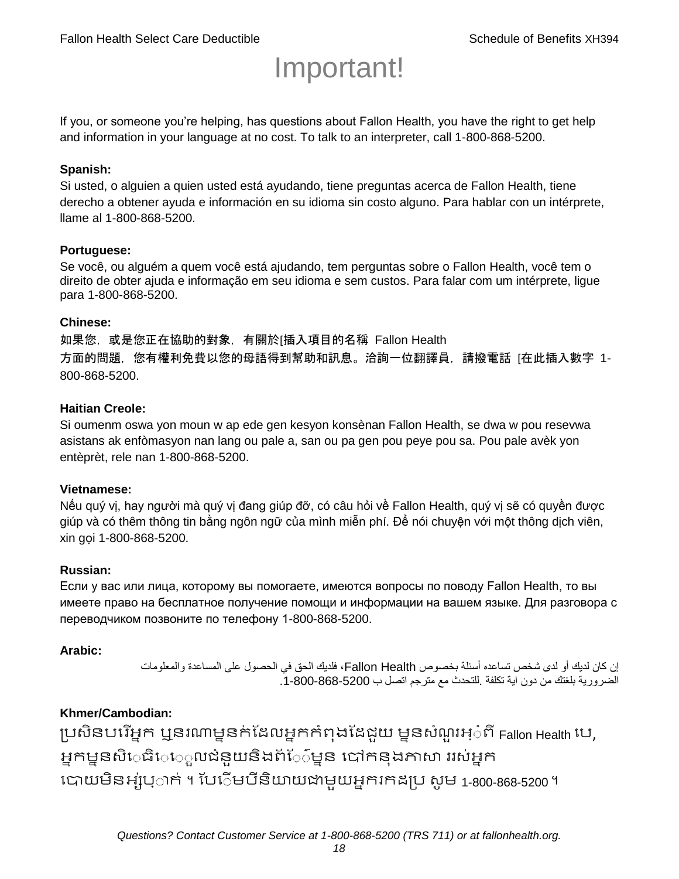# Important!

If you, or someone you're helping, has questions about Fallon Health, you have the right to get help and information in your language at no cost. To talk to an interpreter, call 1-800-868-5200.

**Spanish:**
Si usted, o alguien a quien usted está ayudando, tiene preguntas acerca de Fallon Health, tiene derecho a obtener ayuda e información en su idioma sin costo alguno. Para hablar con un intérprete, llame al 1-800-868-5200.

**Portuguese:**
Se você, ou alguém a quem você está ajudando, tem perguntas sobre o Fallon Health, você tem o direito de obter ajuda e informação em seu idioma e sem custos. Para falar com um intérprete, ligue para 1-800-868-5200.

**Chinese:**
如果您，或是您正在協助的對象，有關於[插入項目的名稱 Fallon Health 方面的問題，您有權利免費以您的母語得到幫助和訊息。洽詢一位翻譯員，請撥電話 [在此插入數字 1-800-868-5200.

**Haitian Creole:**
Si oumenm oswa yon moun w ap ede gen kesyon konsènan Fallon Health, se dwa w pou resevwa asistans ak enfòmasyon nan lang ou pale a, san ou pa gen pou peye pou sa. Pou pale avèk yon entèprèt, rele nan 1-800-868-5200.

**Vietnamese:**
Nếu quý vị, hay người mà quý vị đang giúp đỡ, có câu hỏi về Fallon Health, quý vị sẽ có quyền được giúp và có thêm thông tin bằng ngôn ngữ của mình miễn phí. Để nói chuyện với một thông dịch viên, xin gọi 1-800-868-5200.

**Russian:**
Если у вас или лица, которому вы помогаете, имеются вопросы по поводу Fallon Health, то вы имеете право на бесплатное получение помощи и информации на вашем языке. Для разговора с переводчиком позвоните по телефону 1-800-868-5200.

**Arabic:**
إن كان لديك أو لدى شخص تساعده أسئلة بخصوص Fallon Health، فلديك الحق في الحصول على المساعدة والمعلومات الضرورية بلغتك من دون اية تكلفة .للتحدث مع مترجم اتصل ب 1-800-868-5200.

**Khmer/Cambodian:**
ប្រសិនបរើអ្នក ឬនរណាម្នក់ដែលអ្នកកំពុងដែជួយ ម្នសំណួរអ្ំពី Fallon Health បេ, អ្នកម្នសិេធិេេួលជំនួយនិងព័េ៍ម្នន បៅកនុងភាសា ររស់អ្នក បោយមិនអ្ស់បុ្ាក់ ។ បែេិមបីនិយាយជាមួយអ្នករកដប្រ សូម 1-800-868-5200 ។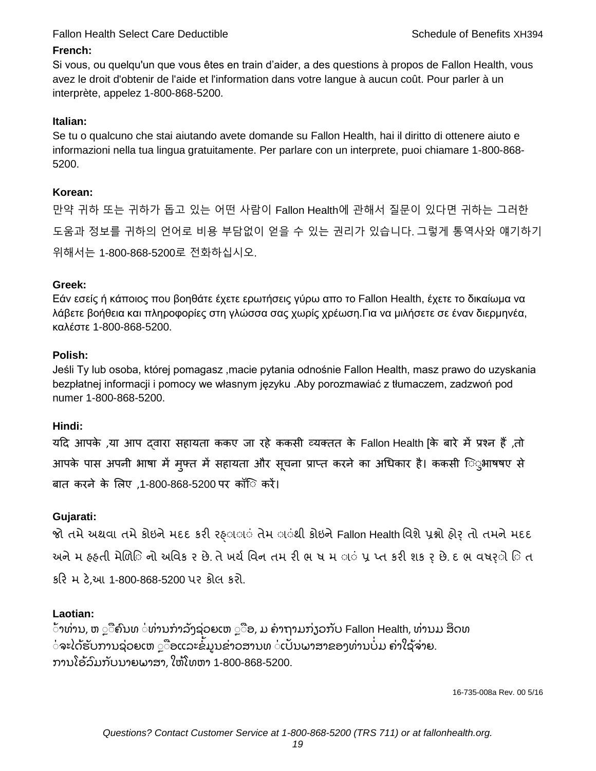**French:**

Si vous, ou quelqu'un que vous êtes en train d'aider, a des questions à propos de Fallon Health, vous avez le droit d'obtenir de l'aide et l'information dans votre langue à aucun coût. Pour parler à un interprète, appelez 1-800-868-5200.

**Italian:**

Se tu o qualcuno che stai aiutando avete domande su Fallon Health, hai il diritto di ottenere aiuto e informazioni nella tua lingua gratuitamente. Per parlare con un interprete, puoi chiamare 1-800-868-5200.

**Korean:**

만약 귀하 또는 귀하가 돕고 있는 어떤 사람이 Fallon Health에 관해서 질문이 있다면 귀하는 그러한 도움과 정보를 귀하의 언어로 비용 부담없이 얻을 수 있는 권리가 있습니다. 그렇게 통역사와 얘기하기 위해서는 1-800-868-5200로 전화하십시오.

**Greek:**

Εάν εσείς ή κάποιος που βοηθάτε έχετε ερωτήσεις γύρω απο το Fallon Health, έχετε το δικαίωμα να λάβετε βοήθεια και πληροφορίες στη γλώσσα σας χωρίς χρέωση.Για να μιλήσετε σε έναν διερμηνέα, καλέστε 1-800-868-5200.

**Polish:**

Jeśli Ty lub osoba, której pomagasz ,macie pytania odnośnie Fallon Health, masz prawo do uzyskania bezpłatnej informacji i pomocy we własnym języku .Aby porozmawiać z tłumaczem, zadzwoń pod numer 1-800-868-5200.

**Hindi:**

यदि आपके ,या आप द्वारा सहायता ककए जा रहे ककसी व्यक्तत के Fallon Health [के बारे में प्रश्न हैं ,तो आपके पास अपनी भाषा में मुफ्त में सहायता और सूचना प्राप्त करने का अधिकार है। ककसी िुभाषषए से बात करने के लिए ,1-800-868-5200 पर कॉि करें।

**Gujarati:**

જો તમે અથવા તમે કોઇને મદદ કરી રહ્યાં તેમ ાંથી કોઇને Fallon Health વિશે પ્રશ્નો હોર્ તો તમને મદદ અને મ હહતી મેળિ નો અવિક ર છે. તે ખર્ચ વિન તમ રી ભ ષ મ ાં પ્ર પ્ત કરી શક ર્ છે. દ ભ વષર્ો િ ત કરિ મ ટે,આ 1-800-868-5200 પર કોલ કરો.

**Laotian:**

ຖ້າທ່ານ, ຫ ຼືຄົນທ ່ທ່ານກໍາລັງຊ່ວຍເຫ ຼືອ, ມ ຄໍາຖາມກ່ຽວກັບ Fallon Health, ທ່ານມ ສິດທ ່ຈະໄດ້ຮັບການຊ່ວຍເຫ ຼືອແລະຂໍ້ມູນຂ່າວສານທ ່ເປັນພາສາຂອງທ່ານບໍ່ມ ຄ່າໃຊ້ຈ່າຍ. ການໂອ້ລົມກັບນາຍພາສາ, ໃຫ້ໂທຫາ 1-800-868-5200.

16-735-008a Rev. 00 5/16

*Questions? Contact Customer Service at 1-800-868-5200 (TRS 711) or at fallonhealth.org.*